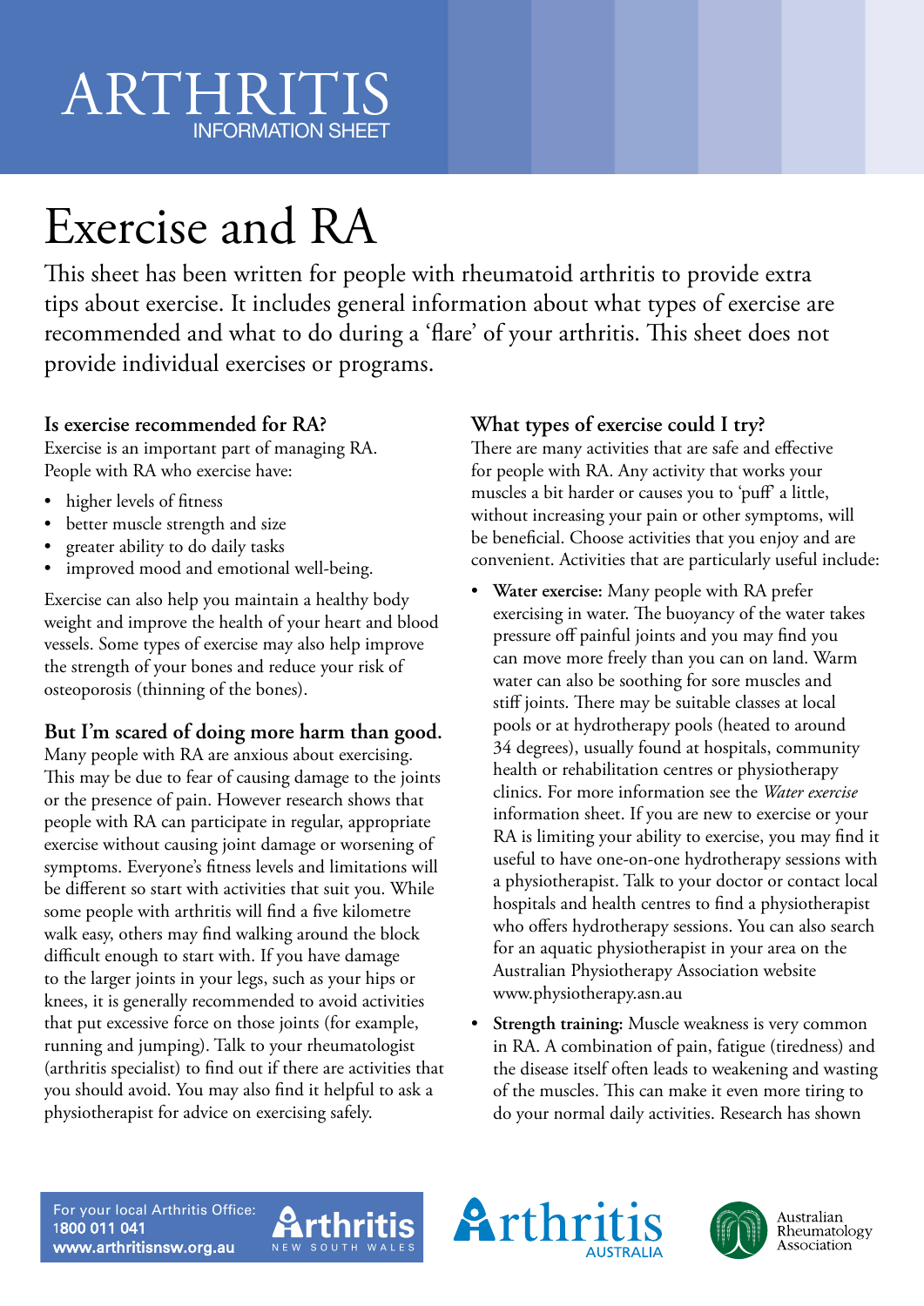ARTHRITIS
INFORMATION SHEET

# Exercise and RA

This sheet has been written for people with rheumatoid arthritis to provide extra tips about exercise. It includes general information about what types of exercise are recommended and what to do during a 'flare' of your arthritis. This sheet does not provide individual exercises or programs.

### Is exercise recommended for RA?

Exercise is an important part of managing RA. People with RA who exercise have:

- higher levels of fitness
- better muscle strength and size
- greater ability to do daily tasks
- improved mood and emotional well-being.

Exercise can also help you maintain a healthy body weight and improve the health of your heart and blood vessels. Some types of exercise may also help improve the strength of your bones and reduce your risk of osteoporosis (thinning of the bones).

### But I'm scared of doing more harm than good.

Many people with RA are anxious about exercising. This may be due to fear of causing damage to the joints or the presence of pain. However research shows that people with RA can participate in regular, appropriate exercise without causing joint damage or worsening of symptoms. Everyone's fitness levels and limitations will be different so start with activities that suit you. While some people with arthritis will find a five kilometre walk easy, others may find walking around the block difficult enough to start with. If you have damage to the larger joints in your legs, such as your hips or knees, it is generally recommended to avoid activities that put excessive force on those joints (for example, running and jumping). Talk to your rheumatologist (arthritis specialist) to find out if there are activities that you should avoid. You may also find it helpful to ask a physiotherapist for advice on exercising safely.

### What types of exercise could I try?

There are many activities that are safe and effective for people with RA. Any activity that works your muscles a bit harder or causes you to 'puff' a little, without increasing your pain or other symptoms, will be beneficial. Choose activities that you enjoy and are convenient. Activities that are particularly useful include:

- **Water exercise:** Many people with RA prefer exercising in water. The buoyancy of the water takes pressure off painful joints and you may find you can move more freely than you can on land. Warm water can also be soothing for sore muscles and stiff joints. There may be suitable classes at local pools or at hydrotherapy pools (heated to around 34 degrees), usually found at hospitals, community health or rehabilitation centres or physiotherapy clinics. For more information see the *Water exercise* information sheet. If you are new to exercise or your RA is limiting your ability to exercise, you may find it useful to have one-on-one hydrotherapy sessions with a physiotherapist. Talk to your doctor or contact local hospitals and health centres to find a physiotherapist who offers hydrotherapy sessions. You can also search for an aquatic physiotherapist in your area on the Australian Physiotherapy Association website www.physiotherapy.asn.au
- **Strength training:** Muscle weakness is very common in RA. A combination of pain, fatigue (tiredness) and the disease itself often leads to weakening and wasting of the muscles. This can make it even more tiring to do your normal daily activities. Research has shown

For your local Arthritis Office:
1800 011 041
www.arthritisnsw.org.au

Arthritis NEW SOUTH WALES

Arthritis AUSTRALIA

Australian Rheumatology Association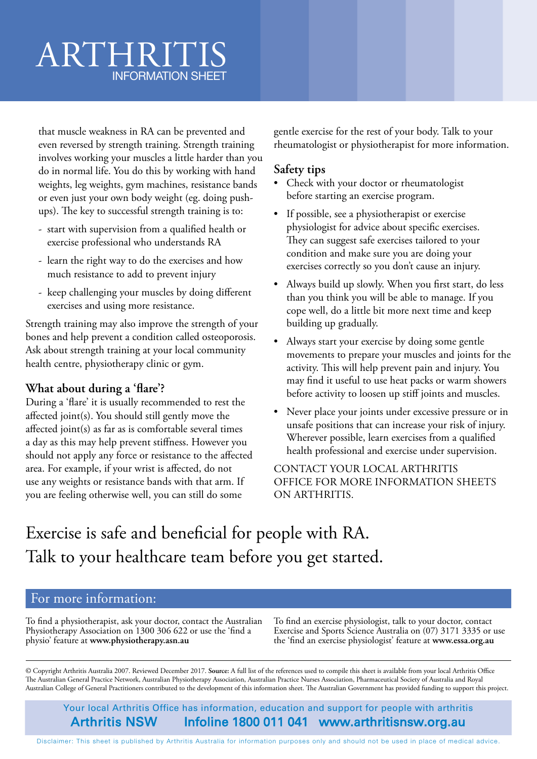that muscle weakness in RA can be prevented and even reversed by strength training. Strength training involves working your muscles a little harder than you do in normal life. You do this by working with hand weights, leg weights, gym machines, resistance bands or even just your own body weight (eg. doing push-ups). The key to successful strength training is to:

- start with supervision from a qualified health or exercise professional who understands RA
- learn the right way to do the exercises and how much resistance to add to prevent injury
- keep challenging your muscles by doing different exercises and using more resistance.

Strength training may also improve the strength of your bones and help prevent a condition called osteoporosis. Ask about strength training at your local community health centre, physiotherapy clinic or gym.

### What about during a 'flare'?

During a 'flare' it is usually recommended to rest the affected joint(s). You should still gently move the affected joint(s) as far as is comfortable several times a day as this may help prevent stiffness. However you should not apply any force or resistance to the affected area. For example, if your wrist is affected, do not use any weights or resistance bands with that arm. If you are feeling otherwise well, you can still do some gentle exercise for the rest of your body. Talk to your rheumatologist or physiotherapist for more information.

### Safety tips

- Check with your doctor or rheumatologist before starting an exercise program.
- If possible, see a physiotherapist or exercise physiologist for advice about specific exercises. They can suggest safe exercises tailored to your condition and make sure you are doing your exercises correctly so you don't cause an injury.
- Always build up slowly. When you first start, do less than you think you will be able to manage. If you cope well, do a little bit more next time and keep building up gradually.
- Always start your exercise by doing some gentle movements to prepare your muscles and joints for the activity. This will help prevent pain and injury. You may find it useful to use heat packs or warm showers before activity to loosen up stiff joints and muscles.
- Never place your joints under excessive pressure or in unsafe positions that can increase your risk of injury. Wherever possible, learn exercises from a qualified health professional and exercise under supervision.

CONTACT YOUR LOCAL ARTHRITIS OFFICE FOR MORE INFORMATION SHEETS ON ARTHRITIS.

## Exercise is safe and beneficial for people with RA. Talk to your healthcare team before you get started.

## For more information:

To find a physiotherapist, ask your doctor, contact the Australian Physiotherapy Association on 1300 306 622 or use the 'find a physio' feature at **www.physiotherapy.asn.au**

To find an exercise physiologist, talk to your doctor, contact Exercise and Sports Science Australia on (07) 3171 3335 or use the 'find an exercise physiologist' feature at **www.essa.org.au**

© Copyright Arthritis Australia 2007. Reviewed December 2017. **Source:** A full list of the references used to compile this sheet is available from your local Arthritis Office The Australian General Practice Network, Australian Physiotherapy Association, Australian Practice Nurses Association, Pharmaceutical Society of Australia and Royal Australian College of General Practitioners contributed to the development of this information sheet. The Australian Government has provided funding to support this project.

Your local Arthritis Office has information, education and support for people with arthritis

**Arthritis NSW  Infoline 1800 011 041  www.arthritisnsw.org.au**

Disclaimer: This sheet is published by Arthritis Australia for information purposes only and should not be used in place of medical advice.